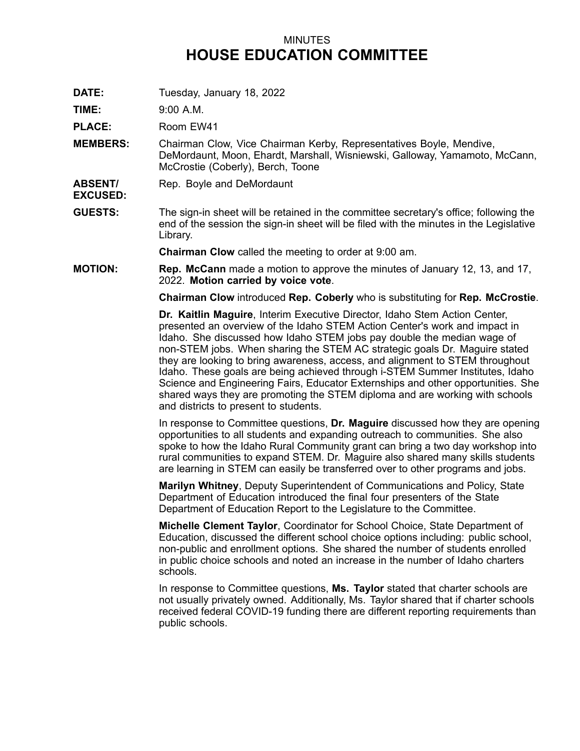MINUTES

# HOUSE EDUCATION COMMITTEE

**DATE:** Tuesday, January 18, 2022

**TIME:** 9:00 A.M.

**PLACE:** Room EW41

**MEMBERS:** Chairman Clow, Vice Chairman Kerby, Representatives Boyle, Mendive, DeMordaunt, Moon, Ehardt, Marshall, Wisniewski, Galloway, Yamamoto, McCann, McCrostie (Coberly), Berch, Toone

**ABSENT/ EXCUSED:** Rep. Boyle and DeMordaunt

**GUESTS:** The sign-in sheet will be retained in the committee secretary's office; following the end of the session the sign-in sheet will be filed with the minutes in the Legislative Library.

**Chairman Clow** called the meeting to order at 9:00 am.

**MOTION:** **Rep. McCann** made a motion to approve the minutes of January 12, 13, and 17, 2022. **Motion carried by voice vote**.

**Chairman Clow** introduced **Rep. Coberly** who is substituting for **Rep. McCrostie**.

**Dr. Kaitlin Maguire**, Interim Executive Director, Idaho Stem Action Center, presented an overview of the Idaho STEM Action Center's work and impact in Idaho. She discussed how Idaho STEM jobs pay double the median wage of non-STEM jobs. When sharing the STEM AC strategic goals Dr. Maguire stated they are looking to bring awareness, access, and alignment to STEM throughout Idaho. These goals are being achieved through i-STEM Summer Institutes, Idaho Science and Engineering Fairs, Educator Externships and other opportunities. She shared ways they are promoting the STEM diploma and are working with schools and districts to present to students.

In response to Committee questions, **Dr. Maguire** discussed how they are opening opportunities to all students and expanding outreach to communities. She also spoke to how the Idaho Rural Community grant can bring a two day workshop into rural communities to expand STEM. Dr. Maguire also shared many skills students are learning in STEM can easily be transferred over to other programs and jobs.

**Marilyn Whitney**, Deputy Superintendent of Communications and Policy, State Department of Education introduced the final four presenters of the State Department of Education Report to the Legislature to the Committee.

**Michelle Clement Taylor**, Coordinator for School Choice, State Department of Education, discussed the different school choice options including: public school, non-public and enrollment options. She shared the number of students enrolled in public choice schools and noted an increase in the number of Idaho charters schools.

In response to Committee questions, **Ms. Taylor** stated that charter schools are not usually privately owned. Additionally, Ms. Taylor shared that if charter schools received federal COVID-19 funding there are different reporting requirements than public schools.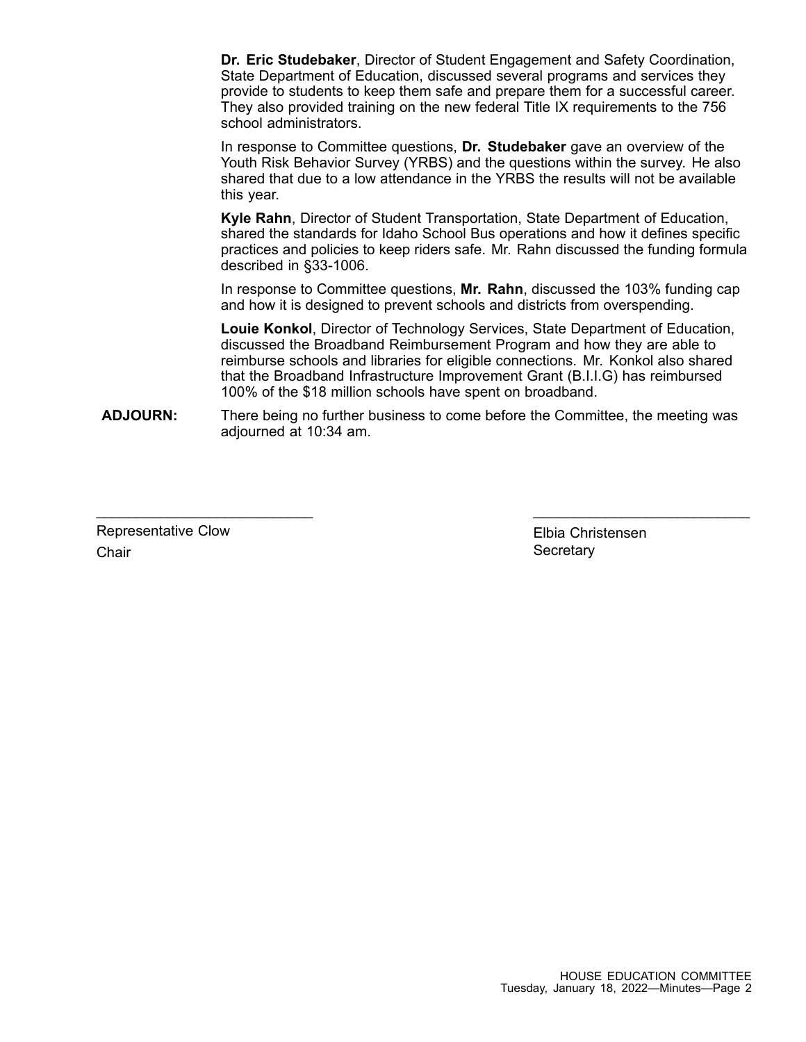**Dr. Eric Studebaker**, Director of Student Engagement and Safety Coordination, State Department of Education, discussed several programs and services they provide to students to keep them safe and prepare them for a successful career. They also provided training on the new federal Title IX requirements to the 756 school administrators.

In response to Committee questions, **Dr. Studebaker** gave an overview of the Youth Risk Behavior Survey (YRBS) and the questions within the survey. He also shared that due to a low attendance in the YRBS the results will not be available this year.

**Kyle Rahn**, Director of Student Transportation, State Department of Education, shared the standards for Idaho School Bus operations and how it defines specific practices and policies to keep riders safe. Mr. Rahn discussed the funding formula described in §33-1006.

In response to Committee questions, **Mr. Rahn**, discussed the 103% funding cap and how it is designed to prevent schools and districts from overspending.

**Louie Konkol**, Director of Technology Services, State Department of Education, discussed the Broadband Reimbursement Program and how they are able to reimburse schools and libraries for eligible connections. Mr. Konkol also shared that the Broadband Infrastructure Improvement Grant (B.I.I.G) has reimbursed 100% of the $18 million schools have spent on broadband.

**ADJOURN:** There being no further business to come before the Committee, the meeting was adjourned at 10:34 am.

___________________________

Representative Clow
Chair

___________________________

Elbia Christensen
Secretary